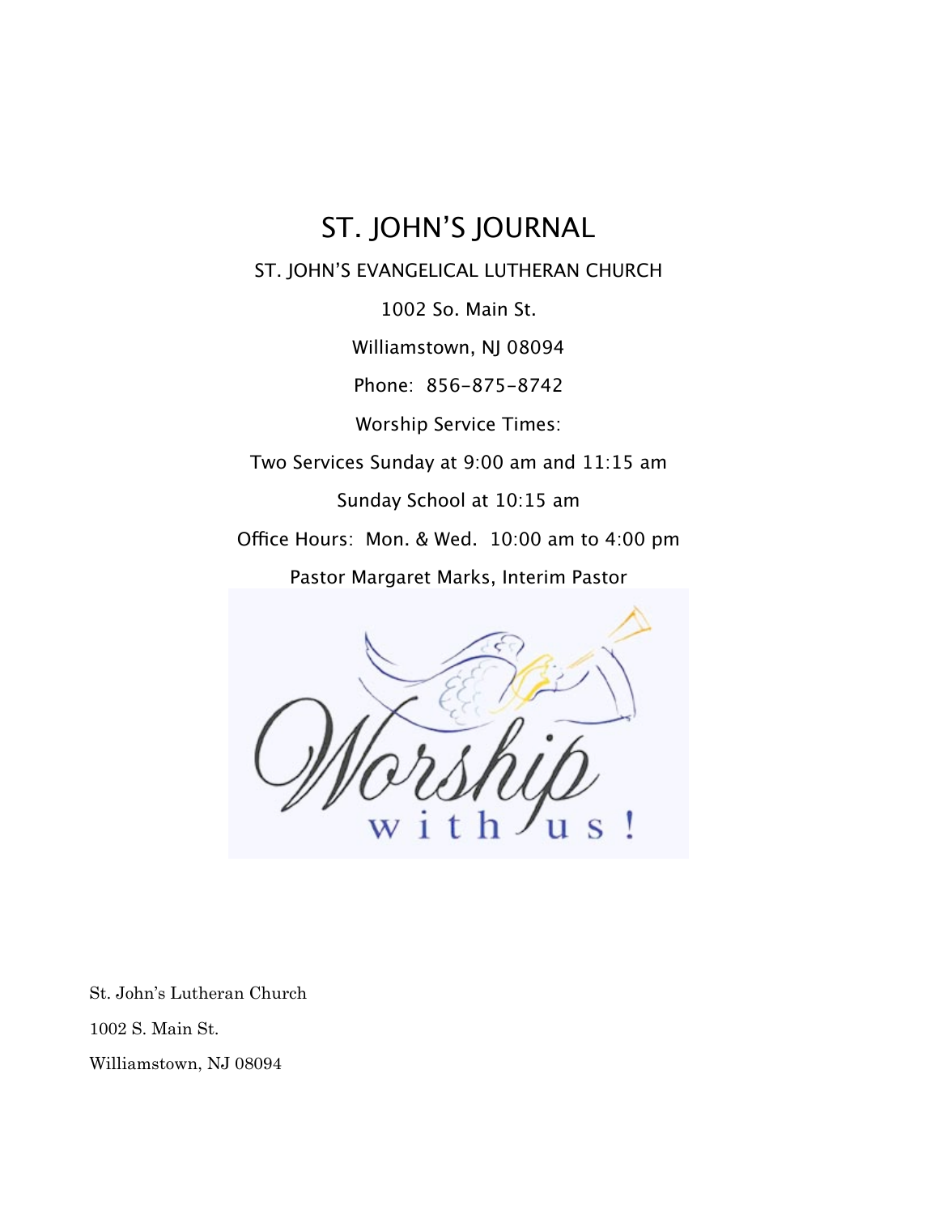# ST. JOHN'S JOURNAL

ST. JOHN'S EVANGELICAL LUTHERAN CHURCH

1002 So. Main St.

Williamstown, NJ 08094

Phone: 856-875-8742

Worship Service Times:

Two Services Sunday at 9:00 am and 11:15 am

Sunday School at 10:15 am

Office Hours: Mon. & Wed. 10:00 am to 4:00 pm

Pastor Margaret Marks, Interim Pastor

Worship with us!

St. John's Lutheran Church

1002 S. Main St.

Williamstown, NJ 08094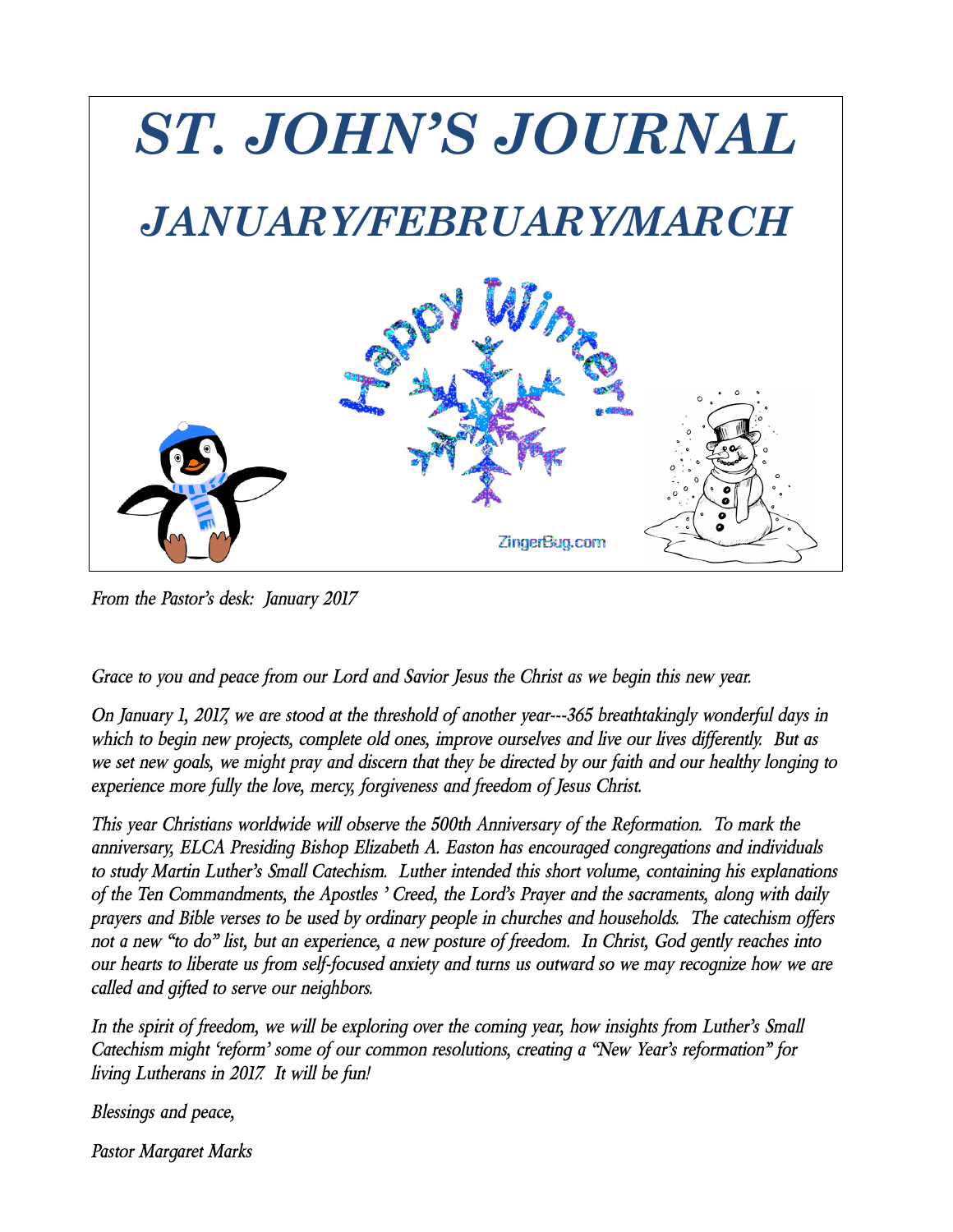# ST. JOHN'S JOURNAL

## JANUARY/FEBRUARY/MARCH

*From the Pastor's desk: January 2017*

*Grace to you and peace from our Lord and Savior Jesus the Christ as we begin this new year.*

*On January 1, 2017, we are stood at the threshold of another year---365 breathtakingly wonderful days in which to begin new projects, complete old ones, improve ourselves and live our lives differently. But as we set new goals, we might pray and discern that they be directed by our faith and our healthy longing to experience more fully the love, mercy, forgiveness and freedom of Jesus Christ.*

*This year Christians worldwide will observe the 500th Anniversary of the Reformation. To mark the anniversary, ELCA Presiding Bishop Elizabeth A. Easton has encouraged congregations and individuals to study Martin Luther's Small Catechism. Luther intended this short volume, containing his explanations of the Ten Commandments, the Apostles ' Creed, the Lord's Prayer and the sacraments, along with daily prayers and Bible verses to be used by ordinary people in churches and households. The catechism offers not a new "to do" list, but an experience, a new posture of freedom. In Christ, God gently reaches into our hearts to liberate us from self-focused anxiety and turns us outward so we may recognize how we are called and gifted to serve our neighbors.*

*In the spirit of freedom, we will be exploring over the coming year, how insights from Luther's Small Catechism might 'reform' some of our common resolutions, creating a "New Year's reformation" for living Lutherans in 2017. It will be fun!*

*Blessings and peace,*

*Pastor Margaret Marks*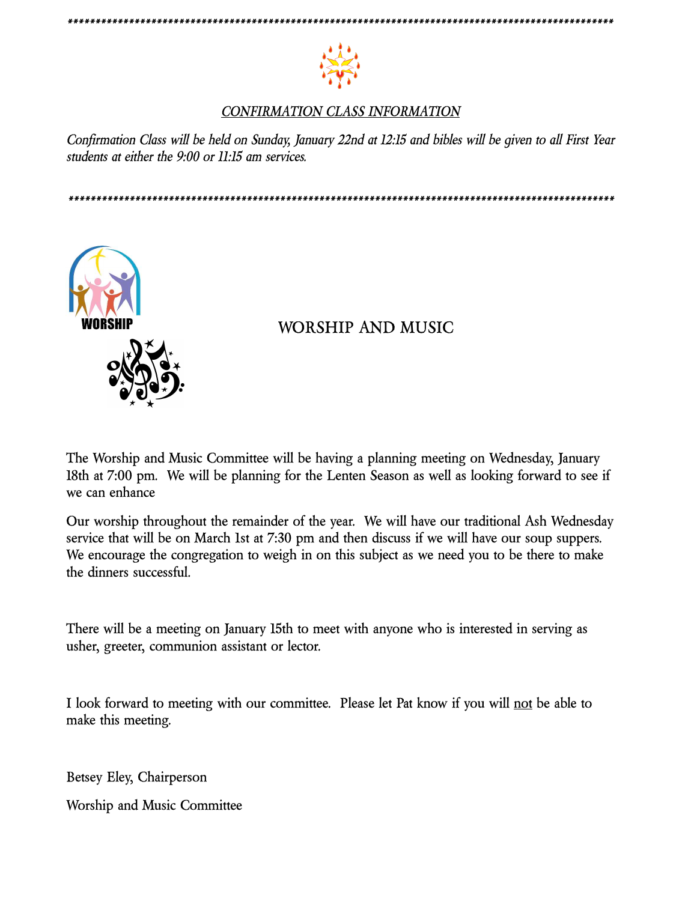*****************************************************************************************************

*CONFIRMATION CLASS INFORMATION*

*Confirmation Class will be held on Sunday, January 22nd at 12:15 and bibles will be given to all First Year students at either the 9:00 or 11:15 am services.*

*****************************************************************************************************

## WORSHIP AND MUSIC

The Worship and Music Committee will be having a planning meeting on Wednesday, January 18th at 7:00 pm. We will be planning for the Lenten Season as well as looking forward to see if we can enhance

Our worship throughout the remainder of the year. We will have our traditional Ash Wednesday service that will be on March 1st at 7:30 pm and then discuss if we will have our soup suppers. We encourage the congregation to weigh in on this subject as we need you to be there to make the dinners successful.

There will be a meeting on January 15th to meet with anyone who is interested in serving as usher, greeter, communion assistant or lector.

I look forward to meeting with our committee. Please let Pat know if you will <u>not</u> be able to make this meeting.

Betsey Eley, Chairperson

Worship and Music Committee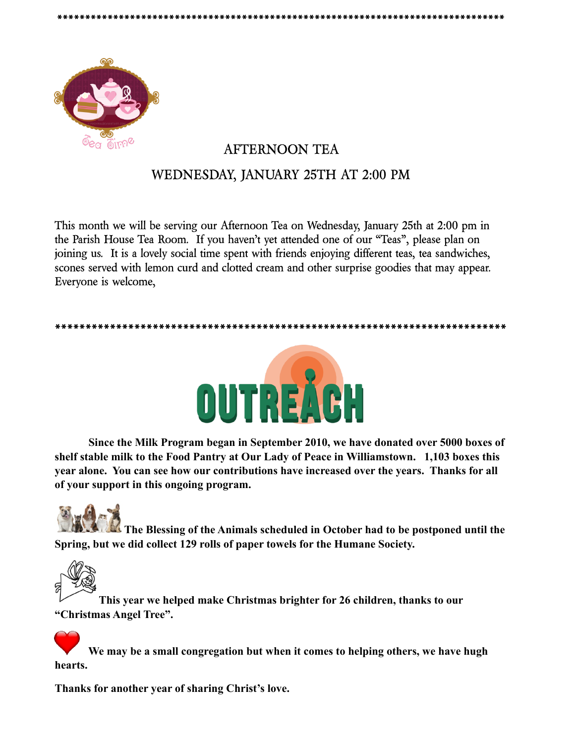*******************************************************************************

## AFTERNOON TEA

## WEDNESDAY, JANUARY 25TH AT 2:00 PM

This month we will be serving our Afternoon Tea on Wednesday, January 25th at 2:00 pm in the Parish House Tea Room. If you haven't yet attended one of our "Teas", please plan on joining us. It is a lovely social time spent with friends enjoying different teas, tea sandwiches, scones served with lemon curd and clotted cream and other surprise goodies that may appear. Everyone is welcome,

*******************************************************************************

# OUTREACH

**Since the Milk Program began in September 2010, we have donated over 5000 boxes of shelf stable milk to the Food Pantry at Our Lady of Peace in Williamstown. 1,103 boxes this year alone. You can see how our contributions have increased over the years. Thanks for all of your support in this ongoing program.**

**The Blessing of the Animals scheduled in October had to be postponed until the Spring, but we did collect 129 rolls of paper towels for the Humane Society.**

**This year we helped make Christmas brighter for 26 children, thanks to our "Christmas Angel Tree".**

**We may be a small congregation but when it comes to helping others, we have hugh hearts.**

**Thanks for another year of sharing Christ's love.**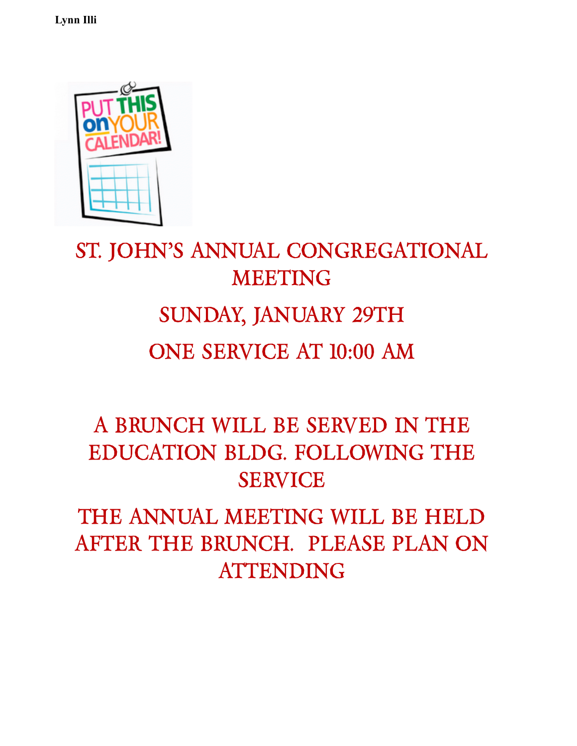**Lynn Illi**

# ST. JOHN'S ANNUAL CONGREGATIONAL MEETING

## SUNDAY, JANUARY 29TH

## ONE SERVICE AT 10:00 AM

A BRUNCH WILL BE SERVED IN THE EDUCATION BLDG. FOLLOWING THE SERVICE

THE ANNUAL MEETING WILL BE HELD AFTER THE BRUNCH. PLEASE PLAN ON ATTENDING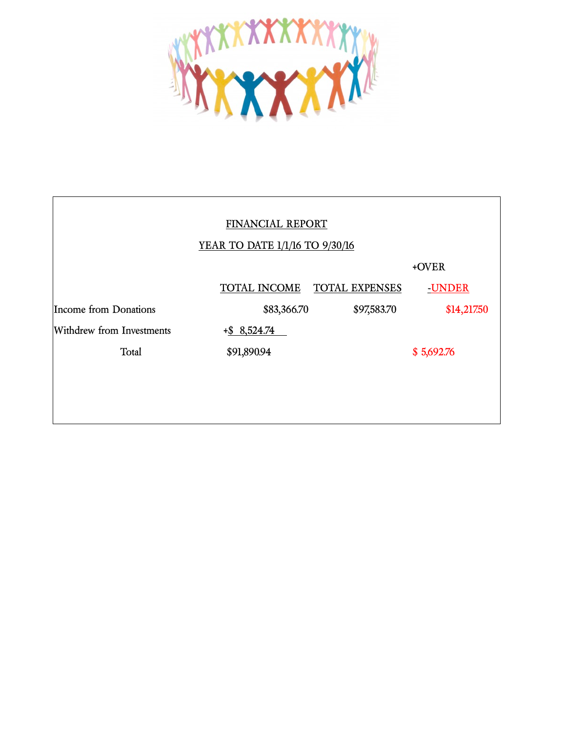## FINANCIAL REPORT

## YEAR TO DATE 1/1/16 TO 9/30/16

| | TOTAL INCOME | TOTAL EXPENSES | +OVER -UNDER |
|---|---|---|---|
| Income from Donations | $83,366.70 | $97,583.70 | $14,217.50 |
| Withdrew from Investments | +$ 8,524.74 | | |
| Total | $91,890.94 | | $ 5,692.76 |